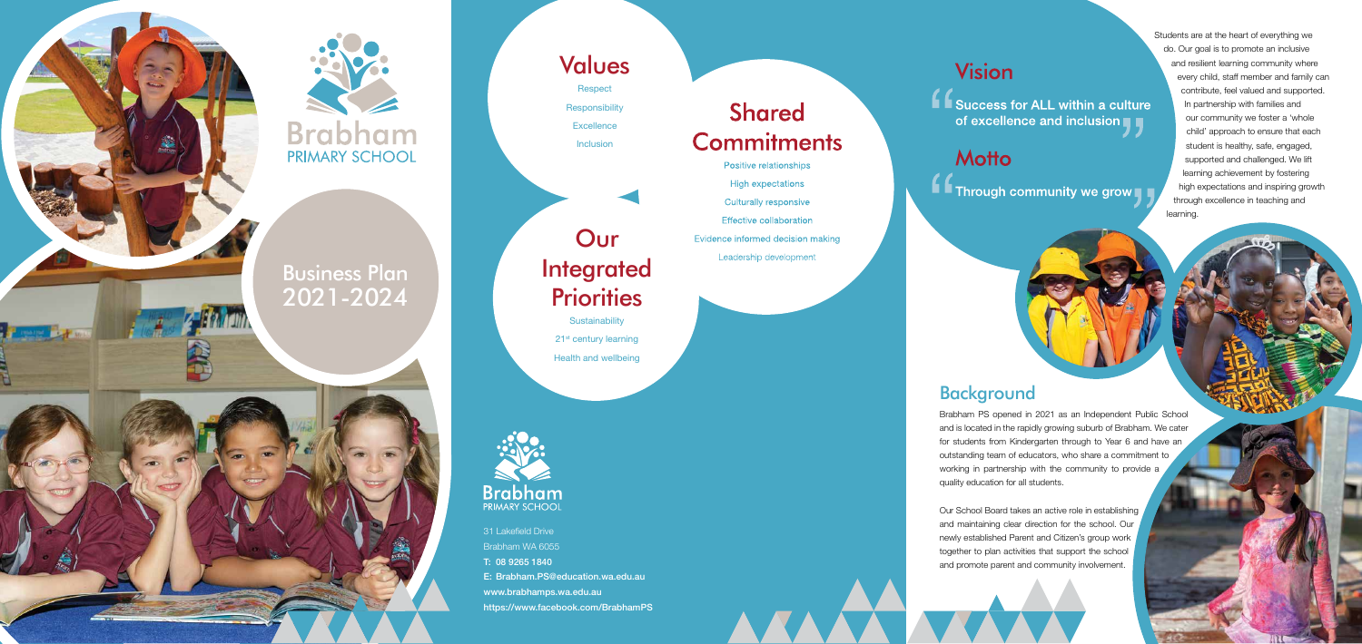# Brabham PRIMARY SCHOOL

## Business Plan 2021-2024

## Values

Respect

Responsibility

Excellence

Inclusion

## Shared Commitments

Positive relationships

High expectations

Culturally responsive

Effective collaboration

Evidence informed decision making

Leadership development

## Our Integrated Priorities

Sustainability

21st century learning

Health and wellbeing

Brabham PRIMARY SCHOOL

31 Lakefield Drive
Brabham WA 6055
T: 08 9265 1840
E: Brabham.PS@education.wa.edu.au
www.brabhamps.wa.edu.au
https://www.facebook.com/BrabhamPS

## Vision

"Success for ALL within a culture of excellence and inclusion"

## Motto

"Through community we grow"

Students are at the heart of everything we do. Our goal is to promote an inclusive and resilient learning community where every child, staff member and family can contribute, feel valued and supported. In partnership with families and our community we foster a 'whole child' approach to ensure that each student is healthy, safe, engaged, supported and challenged. We lift learning achievement by fostering high expectations and inspiring growth through excellence in teaching and learning.

## Background

Brabham PS opened in 2021 as an Independent Public School and is located in the rapidly growing suburb of Brabham. We cater for students from Kindergarten through to Year 6 and have an outstanding team of educators, who share a commitment to working in partnership with the community to provide a quality education for all students.

Our School Board takes an active role in establishing and maintaining clear direction for the school. Our newly established Parent and Citizen's group work together to plan activities that support the school and promote parent and community involvement.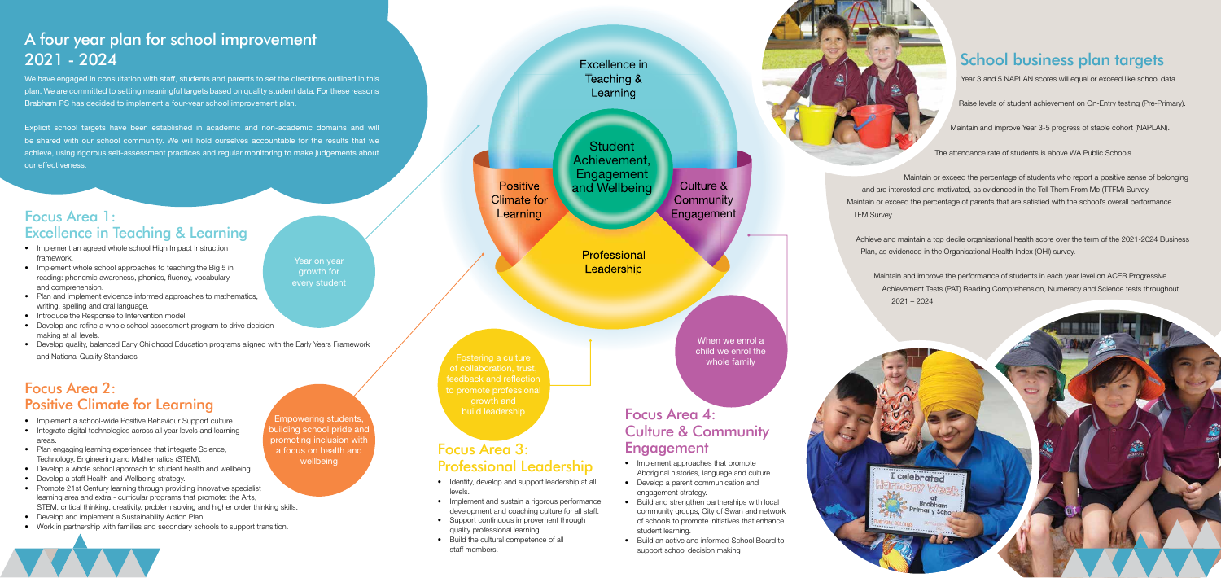# A four year plan for school improvement 2021 - 2024

We have engaged in consultation with staff, students and parents to set the directions outlined in this plan. We are committed to setting meaningful targets based on quality student data. For these reasons Brabham PS has decided to implement a four-year school improvement plan.

Explicit school targets have been established in academic and non-academic domains and will be shared with our school community. We will hold ourselves accountable for the results that we achieve, using rigorous self-assessment practices and regular monitoring to make judgements about our effectiveness.

Excellence in Teaching & Learning

Student Achievement, Engagement and Wellbeing

Positive Climate for Learning

Culture & Community Engagement

Professional Leadership

## Focus Area 1: Excellence in Teaching & Learning

Year on year growth for every student

- Implement an agreed whole school High Impact Instruction framework.
- Implement whole school approaches to teaching the Big 5 in reading: phonemic awareness, phonics, fluency, vocabulary and comprehension.
- Plan and implement evidence informed approaches to mathematics, writing, spelling and oral language.
- Introduce the Response to Intervention model.
- Develop and refine a whole school assessment program to drive decision making at all levels.
- Develop quality, balanced Early Childhood Education programs aligned with the Early Years Framework and National Quality Standards

## Focus Area 2: Positive Climate for Learning

Empowering students, building school pride and promoting inclusion with a focus on health and wellbeing

- Implement a school-wide Positive Behaviour Support culture.
- Integrate digital technologies across all year levels and learning areas.
- Plan engaging learning experiences that integrate Science, Technology, Engineering and Mathematics (STEM).
- Develop a whole school approach to student health and wellbeing.
- Develop a staff Health and Wellbeing strategy.
- Promote 21st Century learning through providing innovative specialist learning area and extra - curricular programs that promote: the Arts, STEM, critical thinking, creativity, problem solving and higher order thinking skills.
- Develop and implement a Sustainability Action Plan.
- Work in partnership with families and secondary schools to support transition.

## Focus Area 3: Professional Leadership

Fostering a culture of collaboration, trust, feedback and reflection to promote professional growth and build leadership

- Identify, develop and support leadership at all levels.
- Implement and sustain a rigorous performance, development and coaching culture for all staff.
- Support continuous improvement through quality professional learning.
- Build the cultural competence of all staff members.

## Focus Area 4: Culture & Community Engagement

When we enrol a child we enrol the whole family

- Implement approaches that promote Aboriginal histories, language and culture.
- Develop a parent communication and engagement strategy.
- Build and strengthen partnerships with local community groups, City of Swan and network of schools to promote initiatives that enhance student learning.
- Build an active and informed School Board to support school decision making

## School business plan targets

Year 3 and 5 NAPLAN scores will equal or exceed like school data.

Raise levels of student achievement on On-Entry testing (Pre-Primary).

Maintain and improve Year 3-5 progress of stable cohort (NAPLAN).

The attendance rate of students is above WA Public Schools.

Maintain or exceed the percentage of students who report a positive sense of belonging and are interested and motivated, as evidenced in the Tell Them From Me (TTFM) Survey.
Maintain or exceed the percentage of parents that are satisfied with the school's overall performance TTFM Survey.

Achieve and maintain a top decile organisational health score over the term of the 2021-2024 Business Plan, as evidenced in the Organisational Health Index (OHI) survey.

Maintain and improve the performance of students in each year level on ACER Progressive Achievement Tests (PAT) Reading Comprehension, Numeracy and Science tests throughout 2021 – 2024.